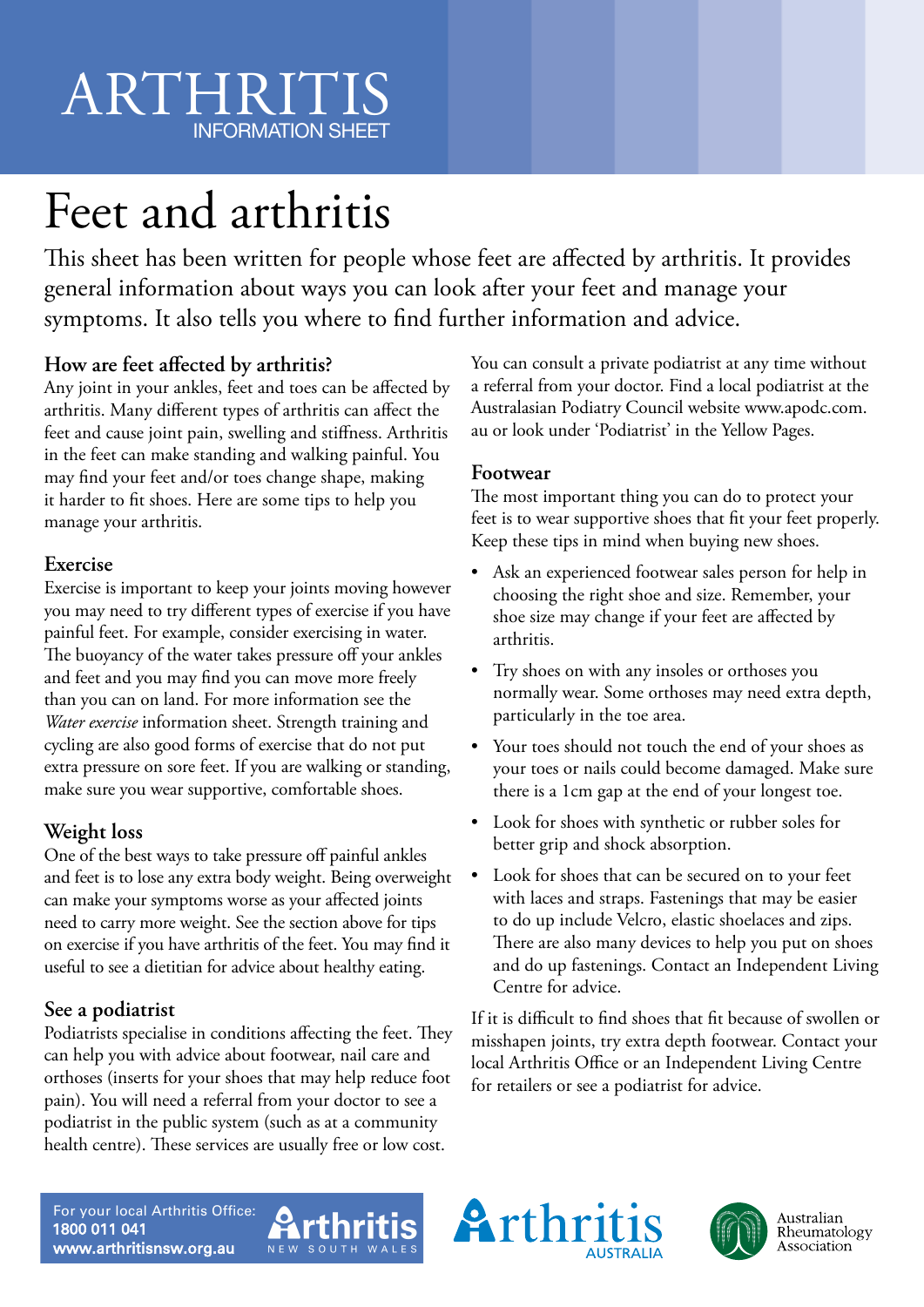# ARTHRITIS INFORMATION SHEET

# Feet and arthritis

This sheet has been written for people whose feet are affected by arthritis. It provides general information about ways you can look after your feet and manage your symptoms. It also tells you where to find further information and advice.

### How are feet affected by arthritis?

Any joint in your ankles, feet and toes can be affected by arthritis. Many different types of arthritis can affect the feet and cause joint pain, swelling and stiffness. Arthritis in the feet can make standing and walking painful. You may find your feet and/or toes change shape, making it harder to fit shoes. Here are some tips to help you manage your arthritis.

### Exercise

Exercise is important to keep your joints moving however you may need to try different types of exercise if you have painful feet. For example, consider exercising in water. The buoyancy of the water takes pressure off your ankles and feet and you may find you can move more freely than you can on land. For more information see the *Water exercise* information sheet. Strength training and cycling are also good forms of exercise that do not put extra pressure on sore feet. If you are walking or standing, make sure you wear supportive, comfortable shoes.

### Weight loss

One of the best ways to take pressure off painful ankles and feet is to lose any extra body weight. Being overweight can make your symptoms worse as your affected joints need to carry more weight. See the section above for tips on exercise if you have arthritis of the feet. You may find it useful to see a dietitian for advice about healthy eating.

### See a podiatrist

Podiatrists specialise in conditions affecting the feet. They can help you with advice about footwear, nail care and orthoses (inserts for your shoes that may help reduce foot pain). You will need a referral from your doctor to see a podiatrist in the public system (such as at a community health centre). These services are usually free or low cost.

You can consult a private podiatrist at any time without a referral from your doctor. Find a local podiatrist at the Australasian Podiatry Council website www.apodc.com.au or look under 'Podiatrist' in the Yellow Pages.

### Footwear

The most important thing you can do to protect your feet is to wear supportive shoes that fit your feet properly. Keep these tips in mind when buying new shoes.

- Ask an experienced footwear sales person for help in choosing the right shoe and size. Remember, your shoe size may change if your feet are affected by arthritis.
- Try shoes on with any insoles or orthoses you normally wear. Some orthoses may need extra depth, particularly in the toe area.
- Your toes should not touch the end of your shoes as your toes or nails could become damaged. Make sure there is a 1cm gap at the end of your longest toe.
- Look for shoes with synthetic or rubber soles for better grip and shock absorption.
- Look for shoes that can be secured on to your feet with laces and straps. Fastenings that may be easier to do up include Velcro, elastic shoelaces and zips. There are also many devices to help you put on shoes and do up fastenings. Contact an Independent Living Centre for advice.

If it is difficult to find shoes that fit because of swollen or misshapen joints, try extra depth footwear. Contact your local Arthritis Office or an Independent Living Centre for retailers or see a podiatrist for advice.

For your local Arthritis Office:
**1800 011 041**
**www.arthritisnsw.org.au**

Arthritis New South Wales | Arthritis Australia | Australian Rheumatology Association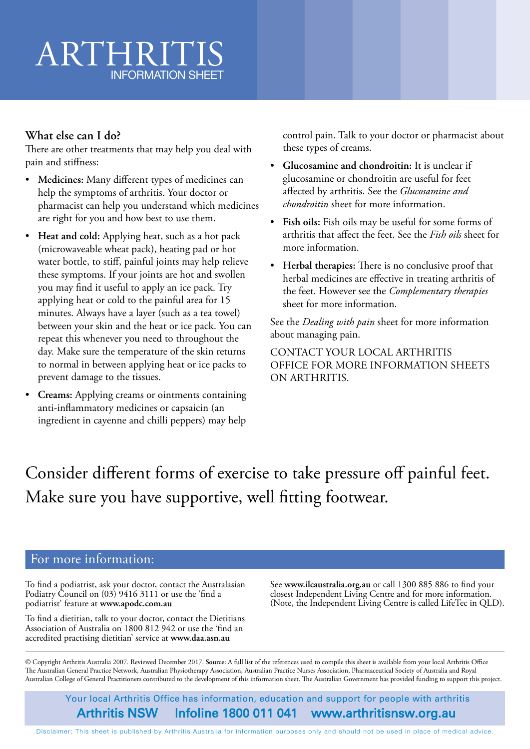# ARTHRITIS
INFORMATION SHEET

**What else can I do?**

There are other treatments that may help you deal with pain and stiffness:

- **Medicines:** Many different types of medicines can help the symptoms of arthritis. Your doctor or pharmacist can help you understand which medicines are right for you and how best to use them.
- **Heat and cold:** Applying heat, such as a hot pack (microwaveable wheat pack), heating pad or hot water bottle, to stiff, painful joints may help relieve these symptoms. If your joints are hot and swollen you may find it useful to apply an ice pack. Try applying heat or cold to the painful area for 15 minutes. Always have a layer (such as a tea towel) between your skin and the heat or ice pack. You can repeat this whenever you need to throughout the day. Make sure the temperature of the skin returns to normal in between applying heat or ice packs to prevent damage to the tissues.
- **Creams:** Applying creams or ointments containing anti-inflammatory medicines or capsaicin (an ingredient in cayenne and chilli peppers) may help control pain. Talk to your doctor or pharmacist about these types of creams.
- **Glucosamine and chondroitin:** It is unclear if glucosamine or chondroitin are useful for feet affected by arthritis. See the *Glucosamine and chondroitin* sheet for more information.
- **Fish oils:** Fish oils may be useful for some forms of arthritis that affect the feet. See the *Fish oils* sheet for more information.
- **Herbal therapies:** There is no conclusive proof that herbal medicines are effective in treating arthritis of the feet. However see the *Complementary therapies* sheet for more information.

See the *Dealing with pain* sheet for more information about managing pain.

CONTACT YOUR LOCAL ARTHRITIS OFFICE FOR MORE INFORMATION SHEETS ON ARTHRITIS.

Consider different forms of exercise to take pressure off painful feet. Make sure you have supportive, well fitting footwear.

## For more information:

To find a podiatrist, ask your doctor, contact the Australasian Podiatry Council on (03) 9416 3111 or use the 'find a podiatrist' feature at **www.apodc.com.au**

To find a dietitian, talk to your doctor, contact the Dietitians Association of Australia on 1800 812 942 or use the 'find an accredited practising dietitian' service at **www.daa.asn.au**

See **www.ilcaustralia.org.au** or call 1300 885 886 to find your closest Independent Living Centre and for more information. (Note, the Independent Living Centre is called LifeTec in QLD).

© Copyright Arthritis Australia 2007. Reviewed December 2017. **Source:** A full list of the references used to compile this sheet is available from your local Arthritis Office
The Australian General Practice Network, Australian Physiotherapy Association, Australian Practice Nurses Association, Pharmaceutical Society of Australia and Royal Australian College of General Practitioners contributed to the development of this information sheet. The Australian Government has provided funding to support this project.

Your local Arthritis Office has information, education and support for people with arthritis

**Arthritis NSW Infoline 1800 011 041 www.arthritisnsw.org.au**

Disclaimer: This sheet is published by Arthritis Australia for information purposes only and should not be used in place of medical advice.